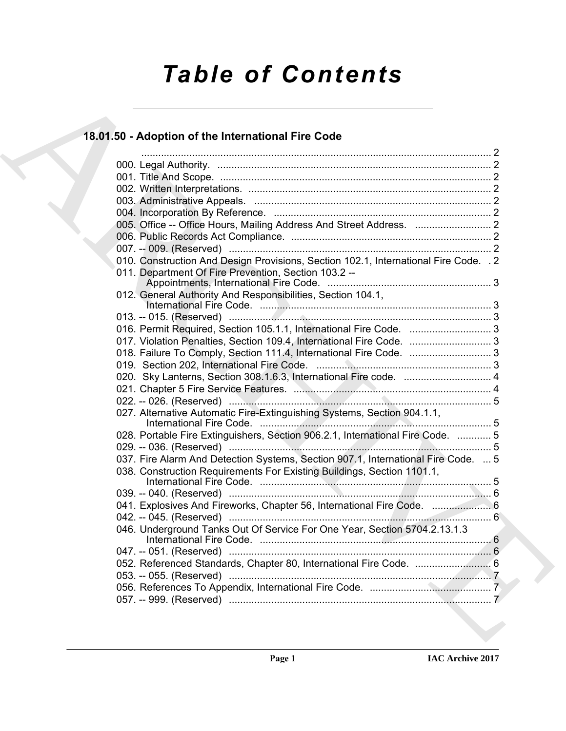# *Table of Contents*

## 18.01.50 - Adoption of the International Fire Code

........................................................................................................................ 2

000. Legal Authority. ................................................................................................. 2
001. Title And Scope. ................................................................................................. 2
002. Written Interpretations. ....................................................................................... 2
003. Administrative Appeals. ..................................................................................... 2
004. Incorporation By Reference. .............................................................................. 2
005. Office -- Office Hours, Mailing Address And Street Address. ........................... 2
006. Public Records Act Compliance. ....................................................................... 2
007. -- 009. (Reserved) ............................................................................................. 2
010. Construction And Design Provisions, Section 102.1, International Fire Code. . 2
011. Department Of Fire Prevention, Section 103.2 -- Appointments, International Fire Code. .......................................................... 3
012. General Authority And Responsibilities, Section 104.1, International Fire Code. .................................................................................. 3
013. -- 015. (Reserved) ............................................................................................. 3
016. Permit Required, Section 105.1.1, International Fire Code. ............................. 3
017. Violation Penalties, Section 109.4, International Fire Code. ............................. 3
018. Failure To Comply, Section 111.4, International Fire Code. ............................. 3
019. Section 202, International Fire Code. .............................................................. 3
020. Sky Lanterns, Section 308.1.6.3, International Fire code. ................................ 4
021. Chapter 5 Fire Service Features. ...................................................................... 4
022. -- 026. (Reserved) ............................................................................................. 5
027. Alternative Automatic Fire-Extinguishing Systems, Section 904.1.1, International Fire Code. .................................................................................. 5
028. Portable Fire Extinguishers, Section 906.2.1, International Fire Code. ............ 5
029. -- 036. (Reserved) ............................................................................................. 5
037. Fire Alarm And Detection Systems, Section 907.1, International Fire Code. ... 5
038. Construction Requirements For Existing Buildings, Section 1101.1, International Fire Code. .................................................................................. 5
039. -- 040. (Reserved) ............................................................................................. 6
041. Explosives And Fireworks, Chapter 56, International Fire Code. ..................... 6
042. -- 045. (Reserved) ............................................................................................. 6
046. Underground Tanks Out Of Service For One Year, Section 5704.2.13.1.3 International Fire Code. .................................................................................. 6
047. -- 051. (Reserved) ............................................................................................. 6
052. Referenced Standards, Chapter 80, International Fire Code. ........................... 6
053. -- 055. (Reserved) ............................................................................................. 7
056. References To Appendix, International Fire Code. ........................................... 7
057. -- 999. (Reserved) ............................................................................................. 7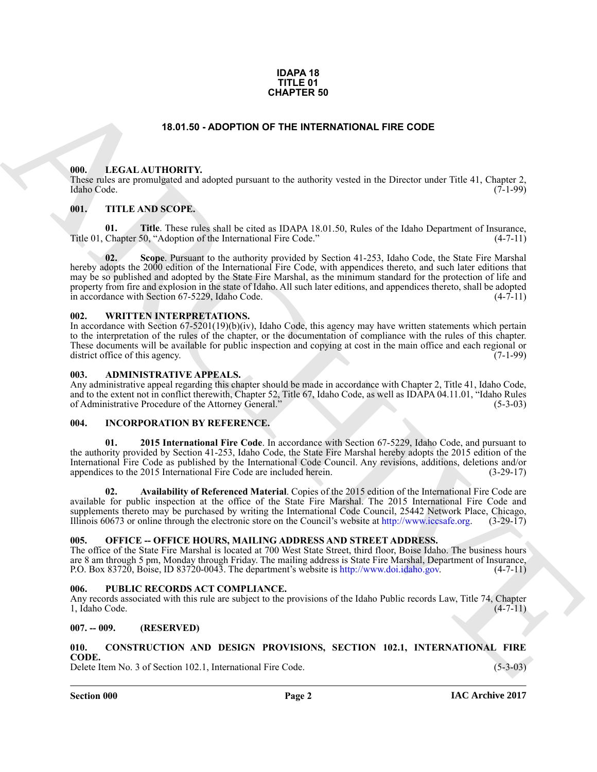# IDAPA 18
# TITLE 01
# CHAPTER 50

## 18.01.50 - ADOPTION OF THE INTERNATIONAL FIRE CODE

### 000. LEGAL AUTHORITY.

These rules are promulgated and adopted pursuant to the authority vested in the Director under Title 41, Chapter 2, Idaho Code. (7-1-99)

### 001. TITLE AND SCOPE.

**01. Title**. These rules shall be cited as IDAPA 18.01.50, Rules of the Idaho Department of Insurance, Title 01, Chapter 50, "Adoption of the International Fire Code." (4-7-11)

**02. Scope**. Pursuant to the authority provided by Section 41-253, Idaho Code, the State Fire Marshal hereby adopts the 2000 edition of the International Fire Code, with appendices thereto, and such later editions that may be so published and adopted by the State Fire Marshal, as the minimum standard for the protection of life and property from fire and explosion in the state of Idaho. All such later editions, and appendices thereto, shall be adopted in accordance with Section 67-5229, Idaho Code. (4-7-11)

### 002. WRITTEN INTERPRETATIONS.

In accordance with Section 67-5201(19)(b)(iv), Idaho Code, this agency may have written statements which pertain to the interpretation of the rules of the chapter, or the documentation of compliance with the rules of this chapter. These documents will be available for public inspection and copying at cost in the main office and each regional or district office of this agency. (7-1-99)

### 003. ADMINISTRATIVE APPEALS.

Any administrative appeal regarding this chapter should be made in accordance with Chapter 2, Title 41, Idaho Code, and to the extent not in conflict therewith, Chapter 52, Title 67, Idaho Code, as well as IDAPA 04.11.01, "Idaho Rules of Administrative Procedure of the Attorney General." (5-3-03)

### 004. INCORPORATION BY REFERENCE.

**01. 2015 International Fire Code**. In accordance with Section 67-5229, Idaho Code, and pursuant to the authority provided by Section 41-253, Idaho Code, the State Fire Marshal hereby adopts the 2015 edition of the International Fire Code as published by the International Code Council. Any revisions, additions, deletions and/or appendices to the 2015 International Fire Code are included herein. (3-29-17)

**02. Availability of Referenced Material**. Copies of the 2015 edition of the International Fire Code are available for public inspection at the office of the State Fire Marshal. The 2015 International Fire Code and supplements thereto may be purchased by writing the International Code Council, 25442 Network Place, Chicago, Illinois 60673 or online through the electronic store on the Council's website at http://www.iccsafe.org. (3-29-17)

### 005. OFFICE -- OFFICE HOURS, MAILING ADDRESS AND STREET ADDRESS.

The office of the State Fire Marshal is located at 700 West State Street, third floor, Boise Idaho. The business hours are 8 am through 5 pm, Monday through Friday. The mailing address is State Fire Marshal, Department of Insurance, P.O. Box 83720, Boise, ID 83720-0043. The department's website is http://www.doi.idaho.gov. (4-7-11)

### 006. PUBLIC RECORDS ACT COMPLIANCE.

Any records associated with this rule are subject to the provisions of the Idaho Public records Law, Title 74, Chapter 1, Idaho Code. (4-7-11)

### 007. -- 009. (RESERVED)

### 010. CONSTRUCTION AND DESIGN PROVISIONS, SECTION 102.1, INTERNATIONAL FIRE CODE.

Delete Item No. 3 of Section 102.1, International Fire Code. (5-3-03)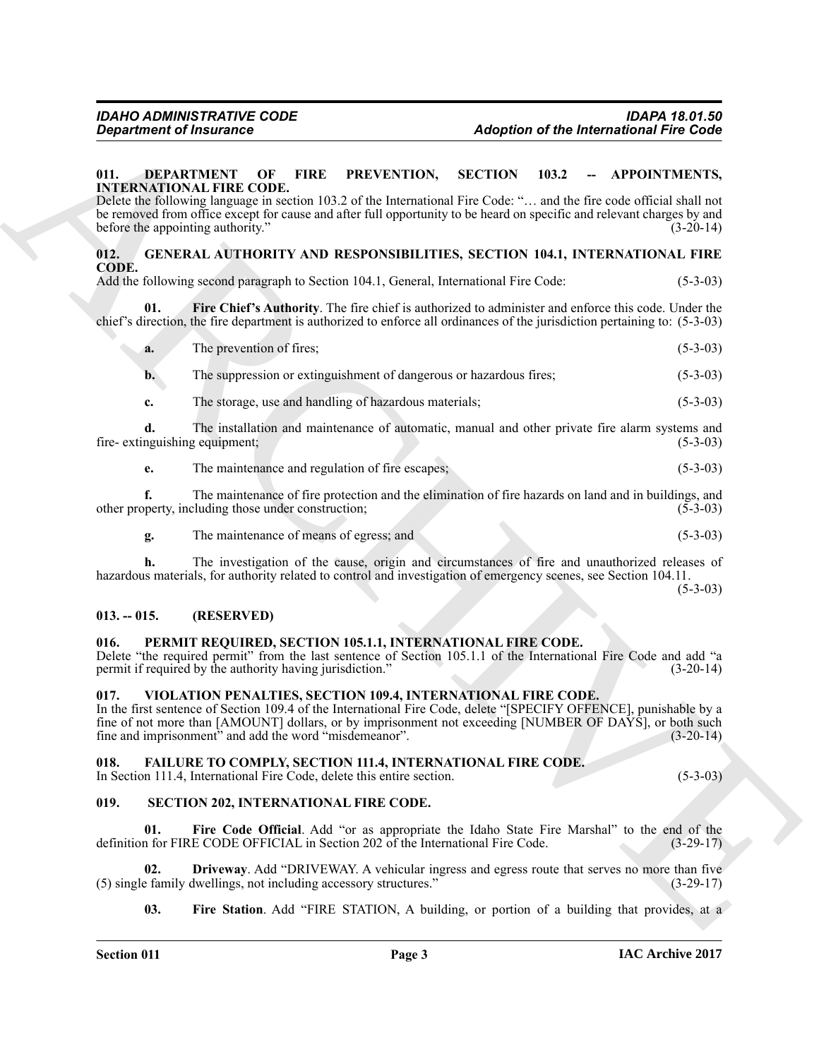### 011. DEPARTMENT OF FIRE PREVENTION, SECTION 103.2 -- APPOINTMENTS, INTERNATIONAL FIRE CODE.

Delete the following language in section 103.2 of the International Fire Code: "… and the fire code official shall not be removed from office except for cause and after full opportunity to be heard on specific and relevant charges by and before the appointing authority." (3-20-14)

### 012. GENERAL AUTHORITY AND RESPONSIBILITIES, SECTION 104.1, INTERNATIONAL FIRE CODE.

Add the following second paragraph to Section 104.1, General, International Fire Code: (5-3-03)

**01. Fire Chief's Authority**. The fire chief is authorized to administer and enforce this code. Under the chief's direction, the fire department is authorized to enforce all ordinances of the jurisdiction pertaining to: (5-3-03)

**a.** The prevention of fires; (5-3-03)

**b.** The suppression or extinguishment of dangerous or hazardous fires; (5-3-03)

**c.** The storage, use and handling of hazardous materials; (5-3-03)

**d.** The installation and maintenance of automatic, manual and other private fire alarm systems and fire- extinguishing equipment; (5-3-03)

**e.** The maintenance and regulation of fire escapes; (5-3-03)

**f.** The maintenance of fire protection and the elimination of fire hazards on land and in buildings, and other property, including those under construction; (5-3-03)

**g.** The maintenance of means of egress; and (5-3-03)

**h.** The investigation of the cause, origin and circumstances of fire and unauthorized releases of hazardous materials, for authority related to control and investigation of emergency scenes, see Section 104.11. (5-3-03)

### 013. -- 015. (RESERVED)

### 016. PERMIT REQUIRED, SECTION 105.1.1, INTERNATIONAL FIRE CODE.

Delete "the required permit" from the last sentence of Section 105.1.1 of the International Fire Code and add "a permit if required by the authority having jurisdiction." (3-20-14)

### 017. VIOLATION PENALTIES, SECTION 109.4, INTERNATIONAL FIRE CODE.

In the first sentence of Section 109.4 of the International Fire Code, delete "[SPECIFY OFFENCE], punishable by a fine of not more than [AMOUNT] dollars, or by imprisonment not exceeding [NUMBER OF DAYS], or both such fine and imprisonment" and add the word "misdemeanor". (3-20-14)

### 018. FAILURE TO COMPLY, SECTION 111.4, INTERNATIONAL FIRE CODE.

In Section 111.4, International Fire Code, delete this entire section. (5-3-03)

### 019. SECTION 202, INTERNATIONAL FIRE CODE.

**01. Fire Code Official**. Add "or as appropriate the Idaho State Fire Marshal" to the end of the definition for FIRE CODE OFFICIAL in Section 202 of the International Fire Code. (3-29-17)

**02. Driveway**. Add "DRIVEWAY. A vehicular ingress and egress route that serves no more than five (5) single family dwellings, not including accessory structures." (3-29-17)

**03. Fire Station**. Add "FIRE STATION, A building, or portion of a building that provides, at a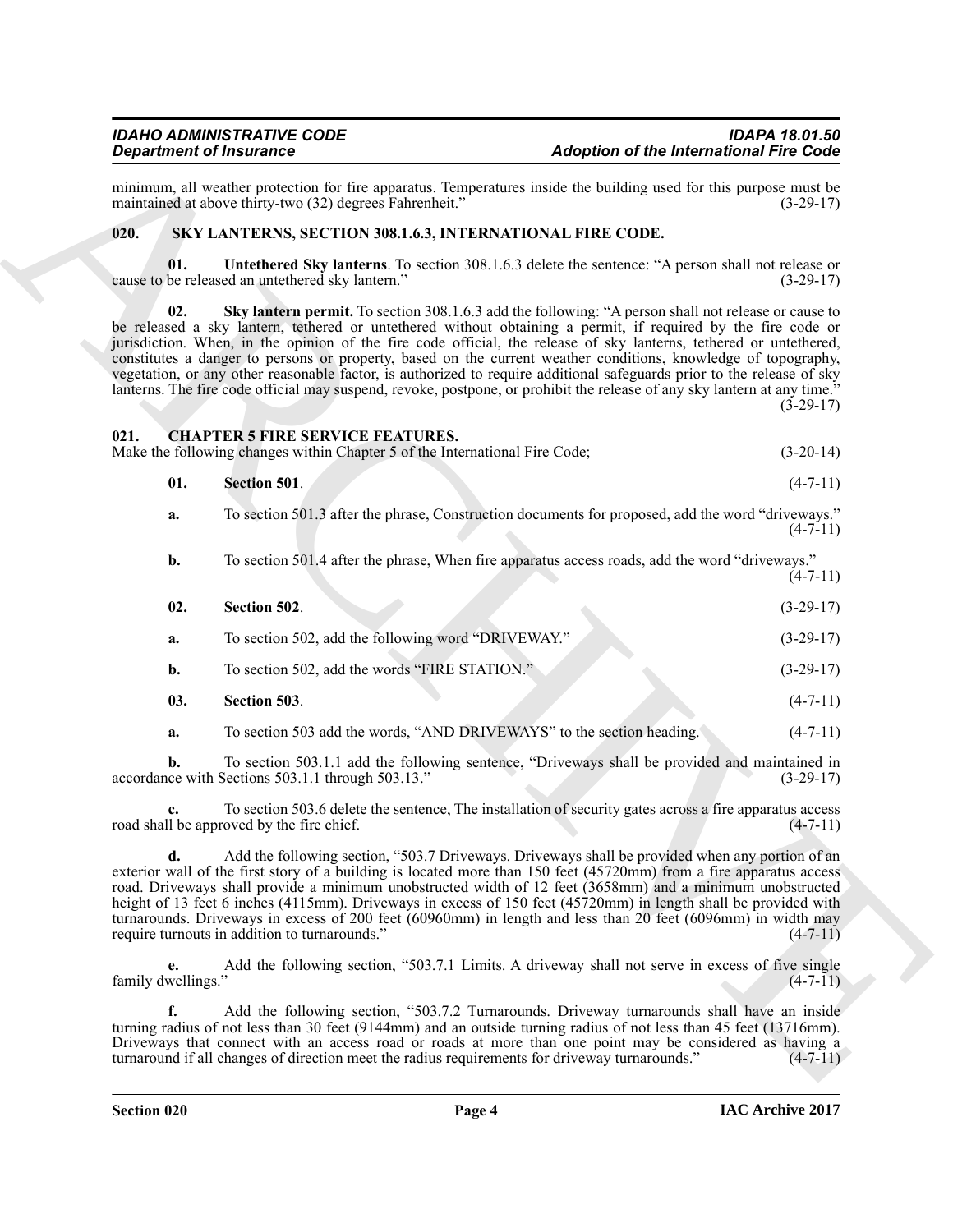minimum, all weather protection for fire apparatus. Temperatures inside the building used for this purpose must be maintained at above thirty-two (32) degrees Fahrenheit." (3-29-17)

## 020. SKY LANTERNS, SECTION 308.1.6.3, INTERNATIONAL FIRE CODE.

**01. Untethered Sky lanterns**. To section 308.1.6.3 delete the sentence: "A person shall not release or cause to be released an untethered sky lantern." (3-29-17)

**02. Sky lantern permit.** To section 308.1.6.3 add the following: "A person shall not release or cause to be released a sky lantern, tethered or untethered without obtaining a permit, if required by the fire code or jurisdiction. When, in the opinion of the fire code official, the release of sky lanterns, tethered or untethered, constitutes a danger to persons or property, based on the current weather conditions, knowledge of topography, vegetation, or any other reasonable factor, is authorized to require additional safeguards prior to the release of sky lanterns. The fire code official may suspend, revoke, postpone, or prohibit the release of any sky lantern at any time." (3-29-17)

## 021. CHAPTER 5 FIRE SERVICE FEATURES.

Make the following changes within Chapter 5 of the International Fire Code; (3-20-14)

**01. Section 501**. (4-7-11)

**a.** To section 501.3 after the phrase, Construction documents for proposed, add the word "driveways." (4-7-11)

**b.** To section 501.4 after the phrase, When fire apparatus access roads, add the word "driveways." (4-7-11)

**02. Section 502**. (3-29-17)

**a.** To section 502, add the following word "DRIVEWAY." (3-29-17)

**b.** To section 502, add the words "FIRE STATION." (3-29-17)

**03. Section 503**. (4-7-11)

**a.** To section 503 add the words, "AND DRIVEWAYS" to the section heading. (4-7-11)

**b.** To section 503.1.1 add the following sentence, "Driveways shall be provided and maintained in accordance with Sections 503.1.1 through 503.13." (3-29-17)

**c.** To section 503.6 delete the sentence, The installation of security gates across a fire apparatus access road shall be approved by the fire chief. (4-7-11)

**d.** Add the following section, "503.7 Driveways. Driveways shall be provided when any portion of an exterior wall of the first story of a building is located more than 150 feet (45720mm) from a fire apparatus access road. Driveways shall provide a minimum unobstructed width of 12 feet (3658mm) and a minimum unobstructed height of 13 feet 6 inches (4115mm). Driveways in excess of 150 feet (45720mm) in length shall be provided with turnarounds. Driveways in excess of 200 feet (60960mm) in length and less than 20 feet (6096mm) in width may require turnouts in addition to turnarounds." (4-7-11)

**e.** Add the following section, "503.7.1 Limits. A driveway shall not serve in excess of five single family dwellings." (4-7-11)

**f.** Add the following section, "503.7.2 Turnarounds. Driveway turnarounds shall have an inside turning radius of not less than 30 feet (9144mm) and an outside turning radius of not less than 45 feet (13716mm). Driveways that connect with an access road or roads at more than one point may be considered as having a turnaround if all changes of direction meet the radius requirements for driveway turnarounds." (4-7-11)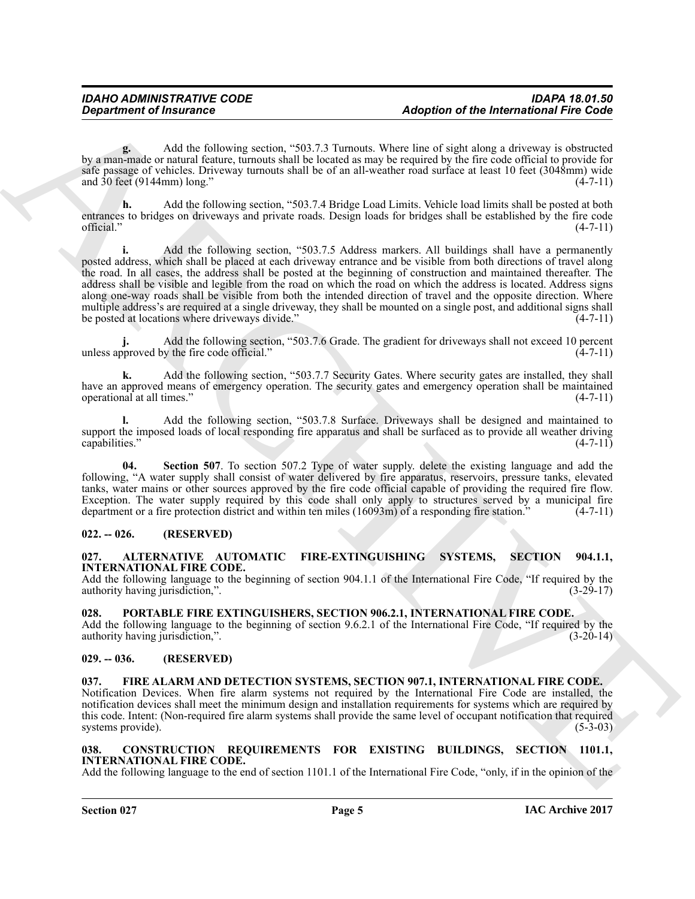**g.** Add the following section, "503.7.3 Turnouts. Where line of sight along a driveway is obstructed by a man-made or natural feature, turnouts shall be located as may be required by the fire code official to provide for safe passage of vehicles. Driveway turnouts shall be of an all-weather road surface at least 10 feet (3048mm) wide and 30 feet (9144mm) long." (4-7-11)

**h.** Add the following section, "503.7.4 Bridge Load Limits. Vehicle load limits shall be posted at both entrances to bridges on driveways and private roads. Design loads for bridges shall be established by the fire code official." (4-7-11)

**i.** Add the following section, "503.7.5 Address markers. All buildings shall have a permanently posted address, which shall be placed at each driveway entrance and be visible from both directions of travel along the road. In all cases, the address shall be posted at the beginning of construction and maintained thereafter. The address shall be visible and legible from the road on which the road on which the address is located. Address signs along one-way roads shall be visible from both the intended direction of travel and the opposite direction. Where multiple address's are required at a single driveway, they shall be mounted on a single post, and additional signs shall be posted at locations where driveways divide." (4-7-11)

**j.** Add the following section, "503.7.6 Grade. The gradient for driveways shall not exceed 10 percent unless approved by the fire code official." (4-7-11)

**k.** Add the following section, "503.7.7 Security Gates. Where security gates are installed, they shall have an approved means of emergency operation. The security gates and emergency operation shall be maintained operational at all times." (4-7-11)

**l.** Add the following section, "503.7.8 Surface. Driveways shall be designed and maintained to support the imposed loads of local responding fire apparatus and shall be surfaced as to provide all weather driving capabilities." (4-7-11)

**04. Section 507**. To section 507.2 Type of water supply. delete the existing language and add the following, "A water supply shall consist of water delivered by fire apparatus, reservoirs, pressure tanks, elevated tanks, water mains or other sources approved by the fire code official capable of providing the required fire flow. Exception. The water supply required by this code shall only apply to structures served by a municipal fire department or a fire protection district and within ten miles (16093m) of a responding fire station." (4-7-11)

## 022. -- 026. (RESERVED)

## 027. ALTERNATIVE AUTOMATIC FIRE-EXTINGUISHING SYSTEMS, SECTION 904.1.1, INTERNATIONAL FIRE CODE.

Add the following language to the beginning of section 904.1.1 of the International Fire Code, "If required by the authority having jurisdiction,". (3-29-17)

## 028. PORTABLE FIRE EXTINGUISHERS, SECTION 906.2.1, INTERNATIONAL FIRE CODE.

Add the following language to the beginning of section 9.6.2.1 of the International Fire Code, "If required by the authority having jurisdiction,". (3-20-14)

## 029. -- 036. (RESERVED)

## 037. FIRE ALARM AND DETECTION SYSTEMS, SECTION 907.1, INTERNATIONAL FIRE CODE.

Notification Devices. When fire alarm systems not required by the International Fire Code are installed, the notification devices shall meet the minimum design and installation requirements for systems which are required by this code. Intent: (Non-required fire alarm systems shall provide the same level of occupant notification that required systems provide). (5-3-03)

## 038. CONSTRUCTION REQUIREMENTS FOR EXISTING BUILDINGS, SECTION 1101.1, INTERNATIONAL FIRE CODE.

Add the following language to the end of section 1101.1 of the International Fire Code, "only, if in the opinion of the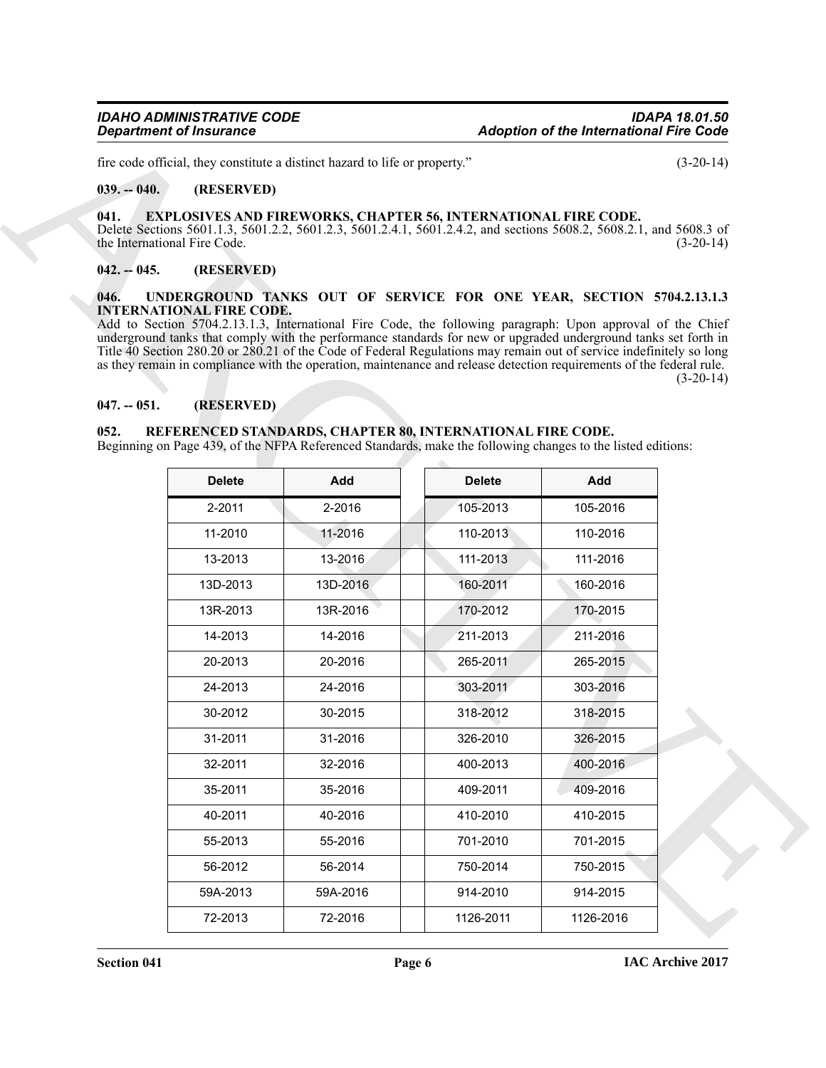fire code official, they constitute a distinct hazard to life or property." (3-20-14)

**039. -- 040. (RESERVED)**

**041. EXPLOSIVES AND FIREWORKS, CHAPTER 56, INTERNATIONAL FIRE CODE.**

Delete Sections 5601.1.3, 5601.2.2, 5601.2.3, 5601.2.4.1, 5601.2.4.2, and sections 5608.2, 5608.2.1, and 5608.3 of the International Fire Code. (3-20-14)

**042. -- 045. (RESERVED)**

**046. UNDERGROUND TANKS OUT OF SERVICE FOR ONE YEAR, SECTION 5704.2.13.1.3 INTERNATIONAL FIRE CODE.**

Add to Section 5704.2.13.1.3, International Fire Code, the following paragraph: Upon approval of the Chief underground tanks that comply with the performance standards for new or upgraded underground tanks set forth in Title 40 Section 280.20 or 280.21 of the Code of Federal Regulations may remain out of service indefinitely so long as they remain in compliance with the operation, maintenance and release detection requirements of the federal rule. (3-20-14)

**047. -- 051. (RESERVED)**

**052. REFERENCED STANDARDS, CHAPTER 80, INTERNATIONAL FIRE CODE.**

Beginning on Page 439, of the NFPA Referenced Standards, make the following changes to the listed editions:

| Delete | Add | | Delete | Add |
|---|---|---|---|---|
| 2-2011 | 2-2016 | | 105-2013 | 105-2016 |
| 11-2010 | 11-2016 | | 110-2013 | 110-2016 |
| 13-2013 | 13-2016 | | 111-2013 | 111-2016 |
| 13D-2013 | 13D-2016 | | 160-2011 | 160-2016 |
| 13R-2013 | 13R-2016 | | 170-2012 | 170-2015 |
| 14-2013 | 14-2016 | | 211-2013 | 211-2016 |
| 20-2013 | 20-2016 | | 265-2011 | 265-2015 |
| 24-2013 | 24-2016 | | 303-2011 | 303-2016 |
| 30-2012 | 30-2015 | | 318-2012 | 318-2015 |
| 31-2011 | 31-2016 | | 326-2010 | 326-2015 |
| 32-2011 | 32-2016 | | 400-2013 | 400-2016 |
| 35-2011 | 35-2016 | | 409-2011 | 409-2016 |
| 40-2011 | 40-2016 | | 410-2010 | 410-2015 |
| 55-2013 | 55-2016 | | 701-2010 | 701-2015 |
| 56-2012 | 56-2014 | | 750-2014 | 750-2015 |
| 59A-2013 | 59A-2016 | | 914-2010 | 914-2015 |
| 72-2013 | 72-2016 | | 1126-2011 | 1126-2016 |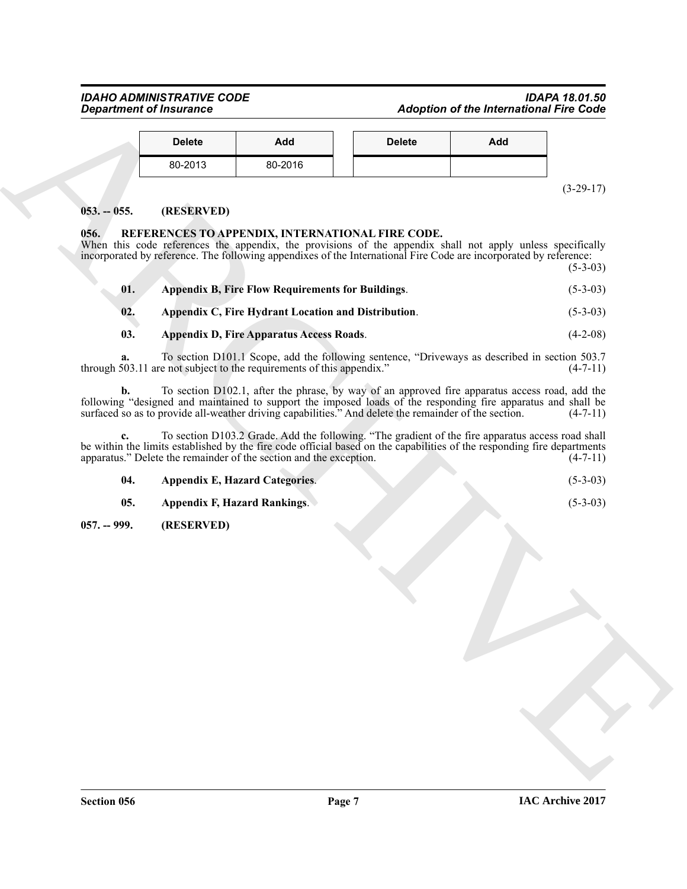| Delete | Add | | Delete | Add |
|---|---|---|---|---|
| 80-2013 | 80-2016 | | | |

(3-29-17)

**053. -- 055. (RESERVED)**

**056. REFERENCES TO APPENDIX, INTERNATIONAL FIRE CODE.**

When this code references the appendix, the provisions of the appendix shall not apply unless specifically incorporated by reference. The following appendixes of the International Fire Code are incorporated by reference: (5-3-03)

**01. Appendix B, Fire Flow Requirements for Buildings**. (5-3-03)

**02. Appendix C, Fire Hydrant Location and Distribution**. (5-3-03)

**03. Appendix D, Fire Apparatus Access Roads**. (4-2-08)

**a.** To section D101.1 Scope, add the following sentence, "Driveways as described in section 503.7 through 503.11 are not subject to the requirements of this appendix." (4-7-11)

**b.** To section D102.1, after the phrase, by way of an approved fire apparatus access road, add the following "designed and maintained to support the imposed loads of the responding fire apparatus and shall be surfaced so as to provide all-weather driving capabilities." And delete the remainder of the section. (4-7-11)

**c.** To section D103.2 Grade. Add the following. "The gradient of the fire apparatus access road shall be within the limits established by the fire code official based on the capabilities of the responding fire departments apparatus." Delete the remainder of the section and the exception. (4-7-11)

**04. Appendix E, Hazard Categories**. (5-3-03)

**05. Appendix F, Hazard Rankings**. (5-3-03)

**057. -- 999. (RESERVED)**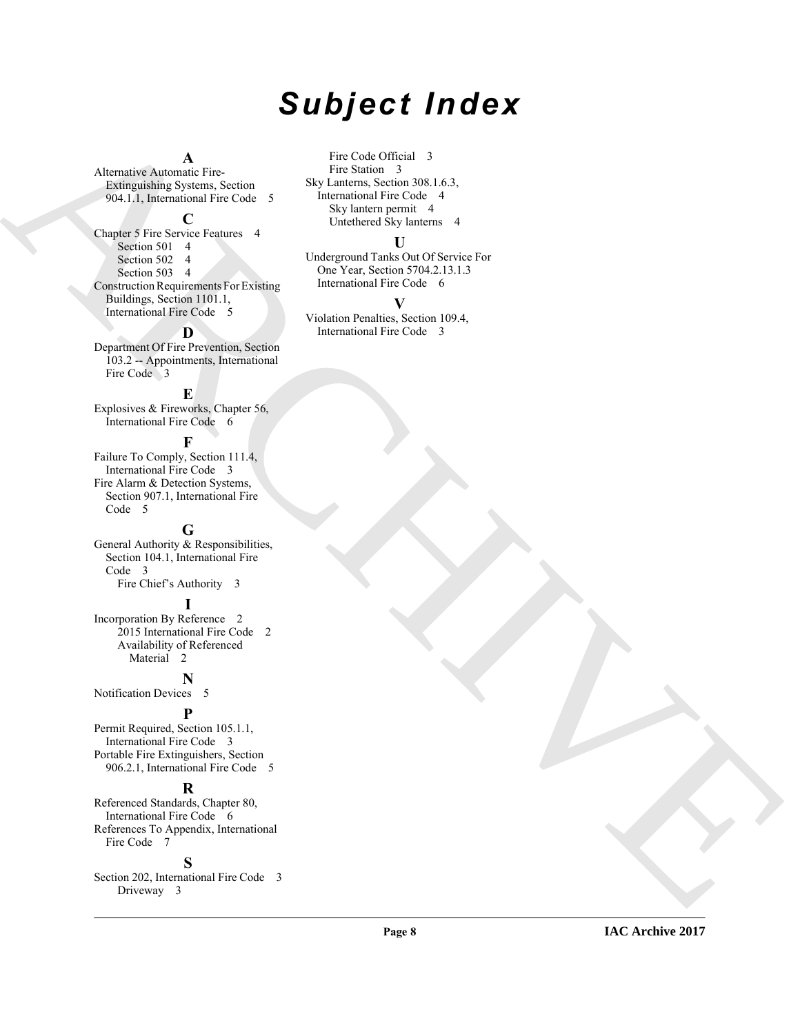# Subject Index

**A**

Alternative Automatic Fire-Extinguishing Systems, Section 904.1.1, International Fire Code 5

**C**

Chapter 5 Fire Service Features 4
- Section 501 4
- Section 502 4
- Section 503 4

Construction Requirements For Existing Buildings, Section 1101.1, International Fire Code 5

**D**

Department Of Fire Prevention, Section 103.2 -- Appointments, International Fire Code 3

**E**

Explosives & Fireworks, Chapter 56, International Fire Code 6

**F**

Failure To Comply, Section 111.4, International Fire Code 3

Fire Alarm & Detection Systems, Section 907.1, International Fire Code 5

**G**

General Authority & Responsibilities, Section 104.1, International Fire Code 3
- Fire Chief's Authority 3

**I**

Incorporation By Reference 2
- 2015 International Fire Code 2
- Availability of Referenced Material 2

**N**

Notification Devices 5

**P**

Permit Required, Section 105.1.1, International Fire Code 3

Portable Fire Extinguishers, Section 906.2.1, International Fire Code 5

**R**

Referenced Standards, Chapter 80, International Fire Code 6

References To Appendix, International Fire Code 7

**S**

Section 202, International Fire Code 3
- Driveway 3
- Fire Code Official 3
- Fire Station 3

Sky Lanterns, Section 308.1.6.3, International Fire Code 4
- Sky lantern permit 4
- Untethered Sky lanterns 4

**U**

Underground Tanks Out Of Service For One Year, Section 5704.2.13.1.3 International Fire Code 6

**V**

Violation Penalties, Section 109.4, International Fire Code 3